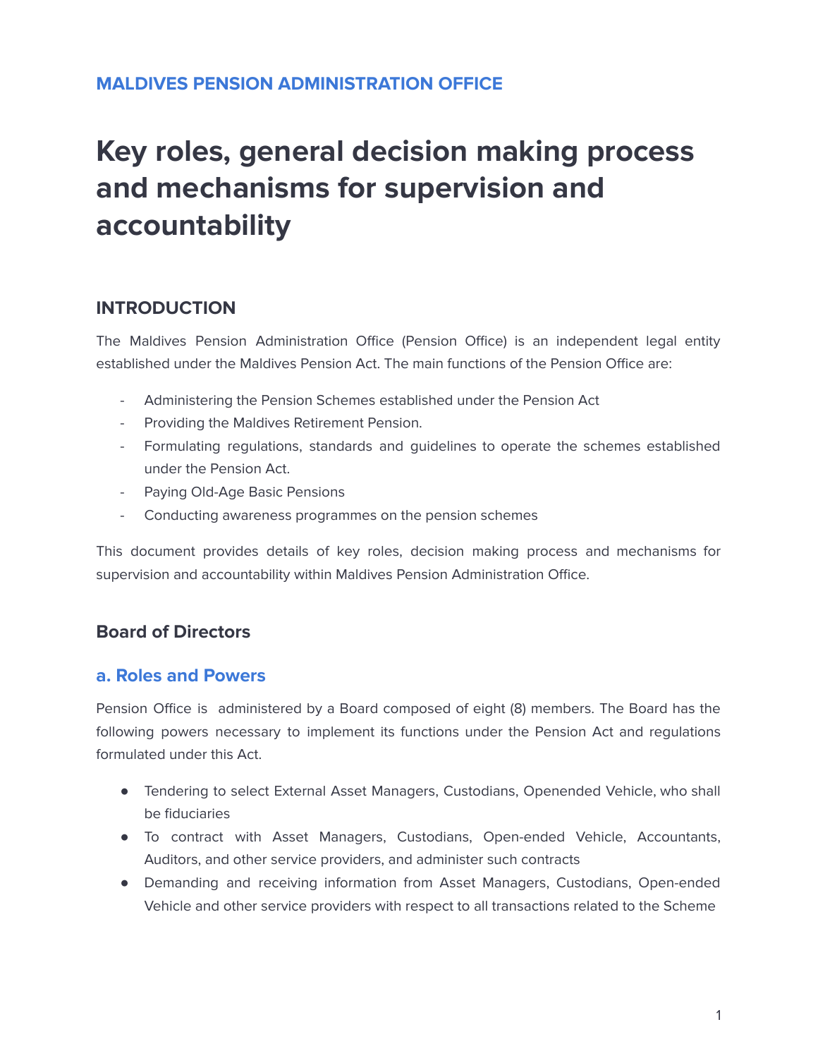**MALDIVES PENSION ADMINISTRATION OFFICE**

# Key roles, general decision making process and mechanisms for supervision and accountability

## INTRODUCTION

The Maldives Pension Administration Office (Pension Office) is an independent legal entity established under the Maldives Pension Act. The main functions of the Pension Office are:

- Administering the Pension Schemes established under the Pension Act
- Providing the Maldives Retirement Pension.
- Formulating regulations, standards and guidelines to operate the schemes established under the Pension Act.
- Paying Old-Age Basic Pensions
- Conducting awareness programmes on the pension schemes

This document provides details of key roles, decision making process and mechanisms for supervision and accountability within Maldives Pension Administration Office.

## Board of Directors

### a. Roles and Powers

Pension Office is administered by a Board composed of eight (8) members. The Board has the following powers necessary to implement its functions under the Pension Act and regulations formulated under this Act.

- Tendering to select External Asset Managers, Custodians, Openended Vehicle, who shall be fiduciaries
- To contract with Asset Managers, Custodians, Open-ended Vehicle, Accountants, Auditors, and other service providers, and administer such contracts
- Demanding and receiving information from Asset Managers, Custodians, Open-ended Vehicle and other service providers with respect to all transactions related to the Scheme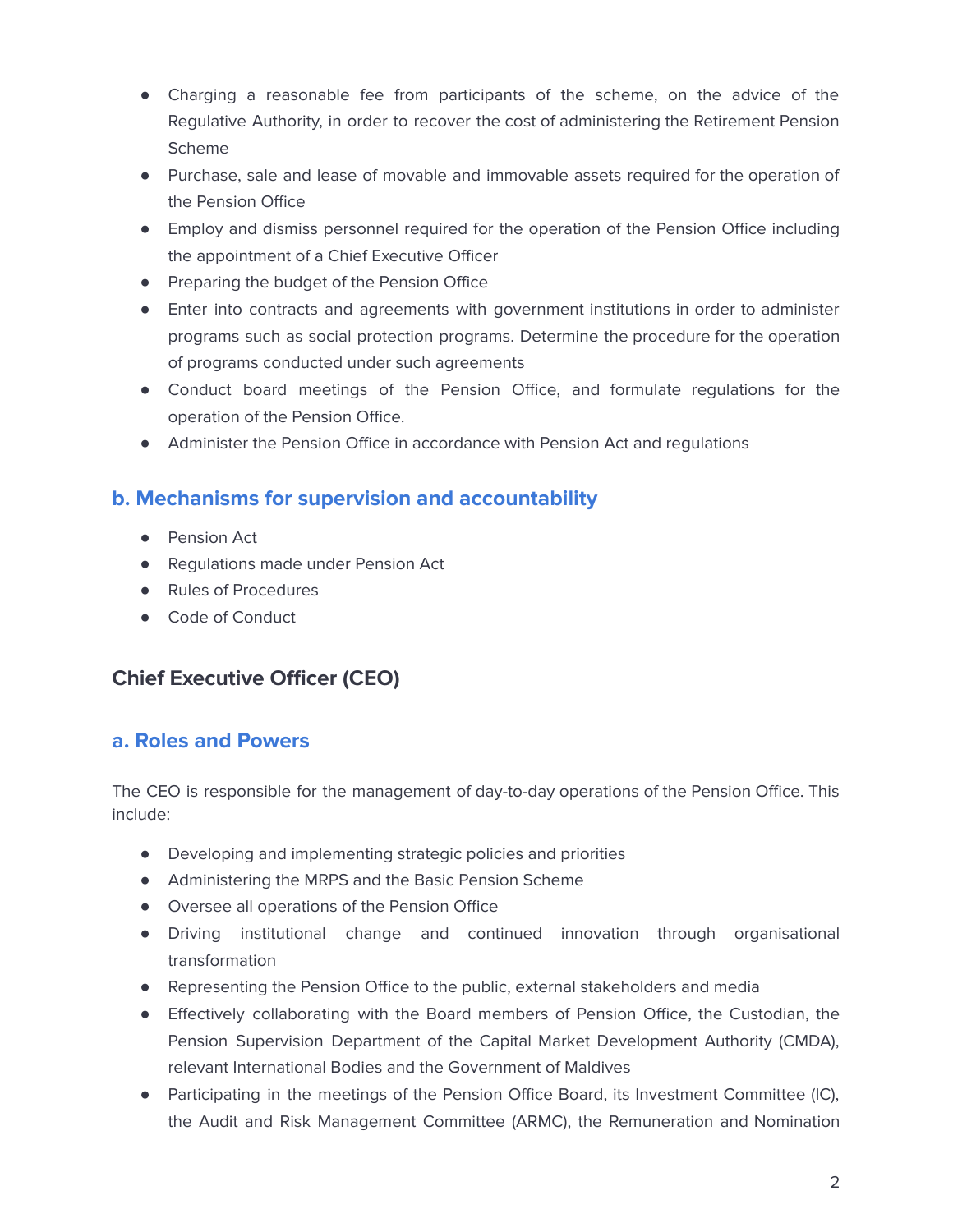- Charging a reasonable fee from participants of the scheme, on the advice of the Regulative Authority, in order to recover the cost of administering the Retirement Pension Scheme
- Purchase, sale and lease of movable and immovable assets required for the operation of the Pension Office
- Employ and dismiss personnel required for the operation of the Pension Office including the appointment of a Chief Executive Officer
- Preparing the budget of the Pension Office
- Enter into contracts and agreements with government institutions in order to administer programs such as social protection programs. Determine the procedure for the operation of programs conducted under such agreements
- Conduct board meetings of the Pension Office, and formulate regulations for the operation of the Pension Office.
- Administer the Pension Office in accordance with Pension Act and regulations

### b. Mechanisms for supervision and accountability

- Pension Act
- Regulations made under Pension Act
- Rules of Procedures
- Code of Conduct

## Chief Executive Officer (CEO)

### a. Roles and Powers

The CEO is responsible for the management of day-to-day operations of the Pension Office. This include:

- Developing and implementing strategic policies and priorities
- Administering the MRPS and the Basic Pension Scheme
- Oversee all operations of the Pension Office
- Driving institutional change and continued innovation through organisational transformation
- Representing the Pension Office to the public, external stakeholders and media
- Effectively collaborating with the Board members of Pension Office, the Custodian, the Pension Supervision Department of the Capital Market Development Authority (CMDA), relevant International Bodies and the Government of Maldives
- Participating in the meetings of the Pension Office Board, its Investment Committee (IC), the Audit and Risk Management Committee (ARMC), the Remuneration and Nomination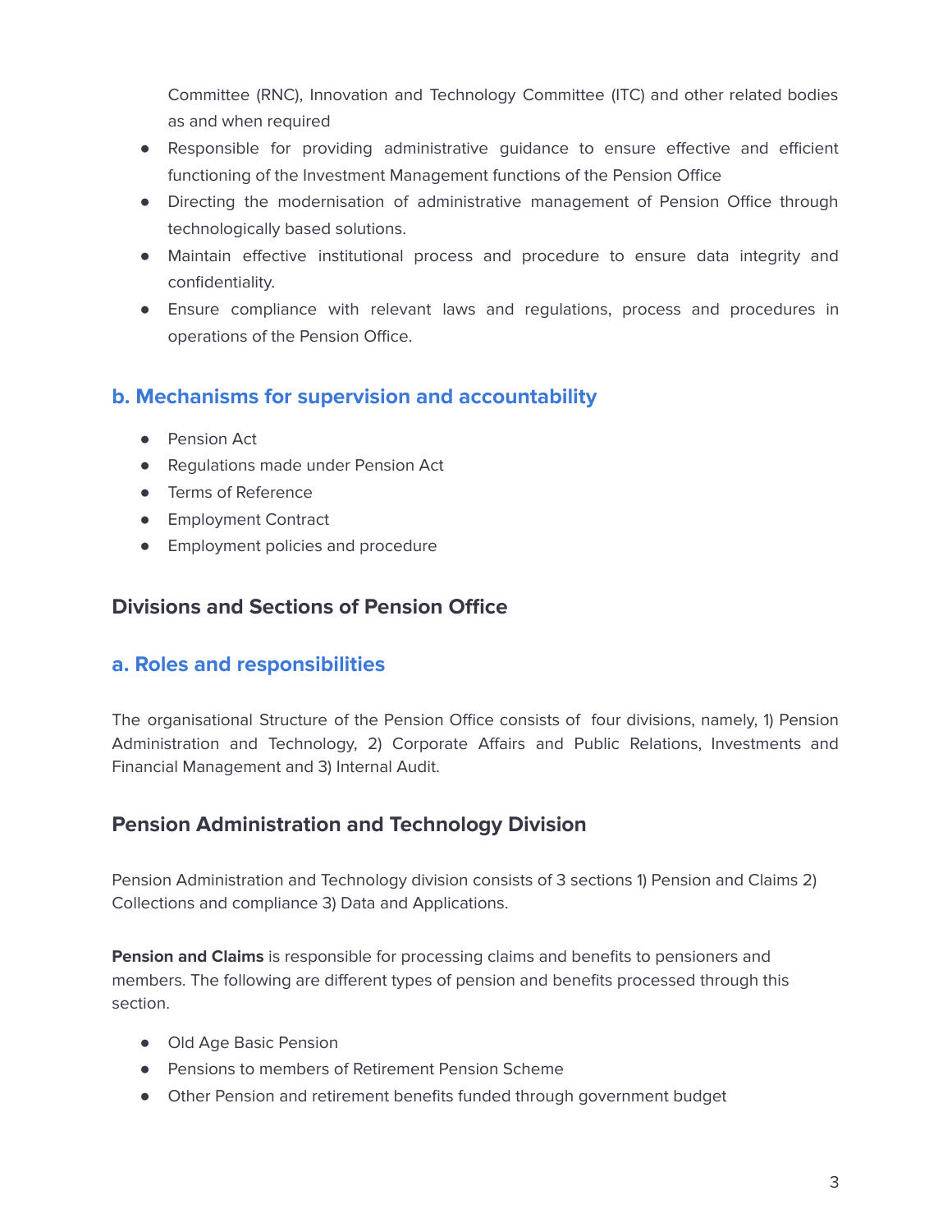Committee (RNC), Innovation and Technology Committee (ITC) and other related bodies as and when required

- Responsible for providing administrative guidance to ensure effective and efficient functioning of the Investment Management functions of the Pension Office
- Directing the modernisation of administrative management of Pension Office through technologically based solutions.
- Maintain effective institutional process and procedure to ensure data integrity and confidentiality.
- Ensure compliance with relevant laws and regulations, process and procedures in operations of the Pension Office.

### b. Mechanisms for supervision and accountability

- Pension Act
- Regulations made under Pension Act
- Terms of Reference
- Employment Contract
- Employment policies and procedure

## Divisions and Sections of Pension Office

### a. Roles and responsibilities

The organisational Structure of the Pension Office consists of four divisions, namely, 1) Pension Administration and Technology, 2) Corporate Affairs and Public Relations, Investments and Financial Management and 3) Internal Audit.

## Pension Administration and Technology Division

Pension Administration and Technology division consists of 3 sections 1) Pension and Claims 2) Collections and compliance 3) Data and Applications.

**Pension and Claims** is responsible for processing claims and benefits to pensioners and members. The following are different types of pension and benefits processed through this section.

- Old Age Basic Pension
- Pensions to members of Retirement Pension Scheme
- Other Pension and retirement benefits funded through government budget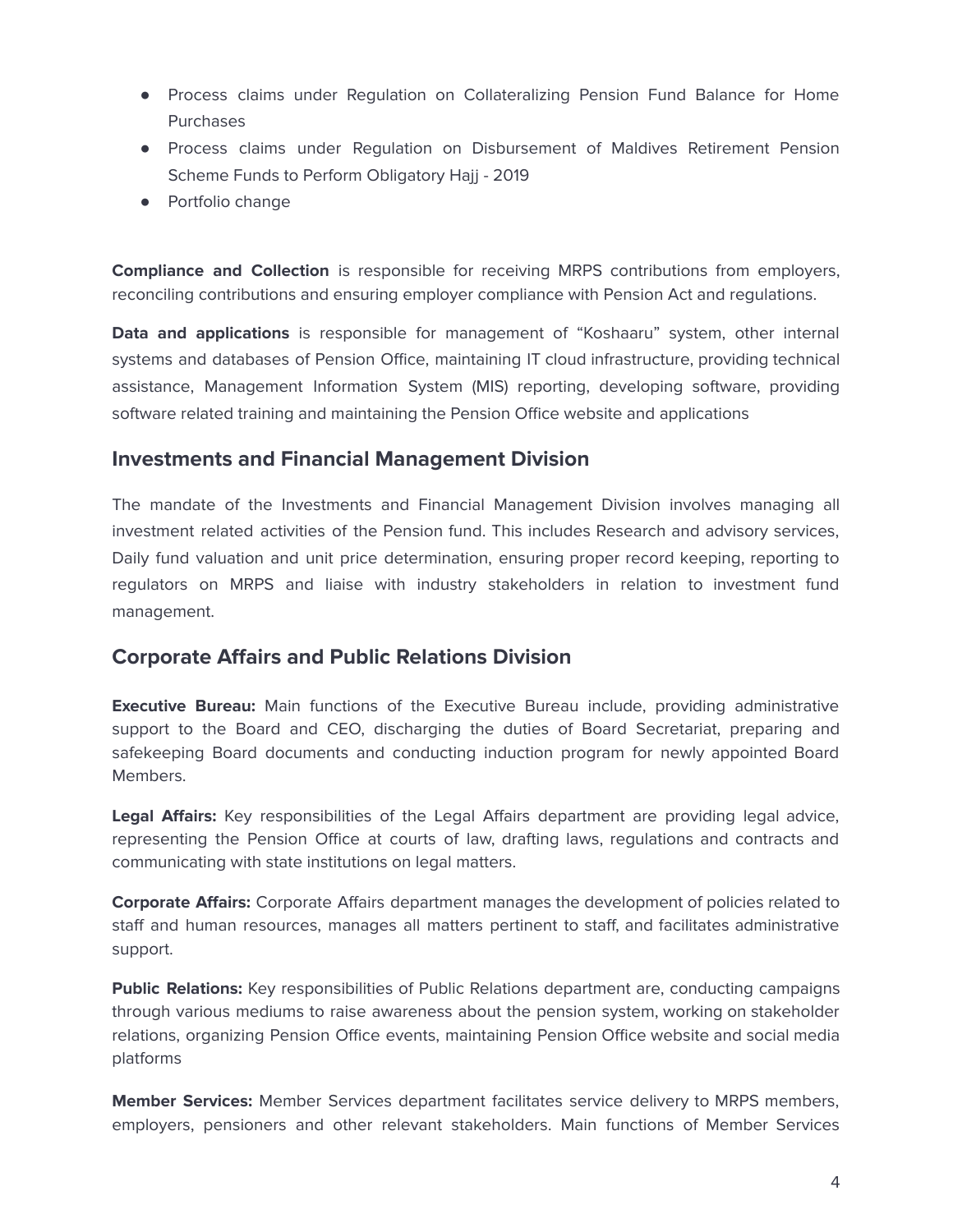- Process claims under Regulation on Collateralizing Pension Fund Balance for Home Purchases
- Process claims under Regulation on Disbursement of Maldives Retirement Pension Scheme Funds to Perform Obligatory Hajj - 2019
- Portfolio change

**Compliance and Collection** is responsible for receiving MRPS contributions from employers, reconciling contributions and ensuring employer compliance with Pension Act and regulations.

**Data and applications** is responsible for management of "Koshaaru" system, other internal systems and databases of Pension Office, maintaining IT cloud infrastructure, providing technical assistance, Management Information System (MIS) reporting, developing software, providing software related training and maintaining the Pension Office website and applications

## Investments and Financial Management Division

The mandate of the Investments and Financial Management Division involves managing all investment related activities of the Pension fund. This includes Research and advisory services, Daily fund valuation and unit price determination, ensuring proper record keeping, reporting to regulators on MRPS and liaise with industry stakeholders in relation to investment fund management.

## Corporate Affairs and Public Relations Division

**Executive Bureau:** Main functions of the Executive Bureau include, providing administrative support to the Board and CEO, discharging the duties of Board Secretariat, preparing and safekeeping Board documents and conducting induction program for newly appointed Board Members.

**Legal Affairs:** Key responsibilities of the Legal Affairs department are providing legal advice, representing the Pension Office at courts of law, drafting laws, regulations and contracts and communicating with state institutions on legal matters.

**Corporate Affairs:** Corporate Affairs department manages the development of policies related to staff and human resources, manages all matters pertinent to staff, and facilitates administrative support.

**Public Relations:** Key responsibilities of Public Relations department are, conducting campaigns through various mediums to raise awareness about the pension system, working on stakeholder relations, organizing Pension Office events, maintaining Pension Office website and social media platforms

**Member Services:** Member Services department facilitates service delivery to MRPS members, employers, pensioners and other relevant stakeholders. Main functions of Member Services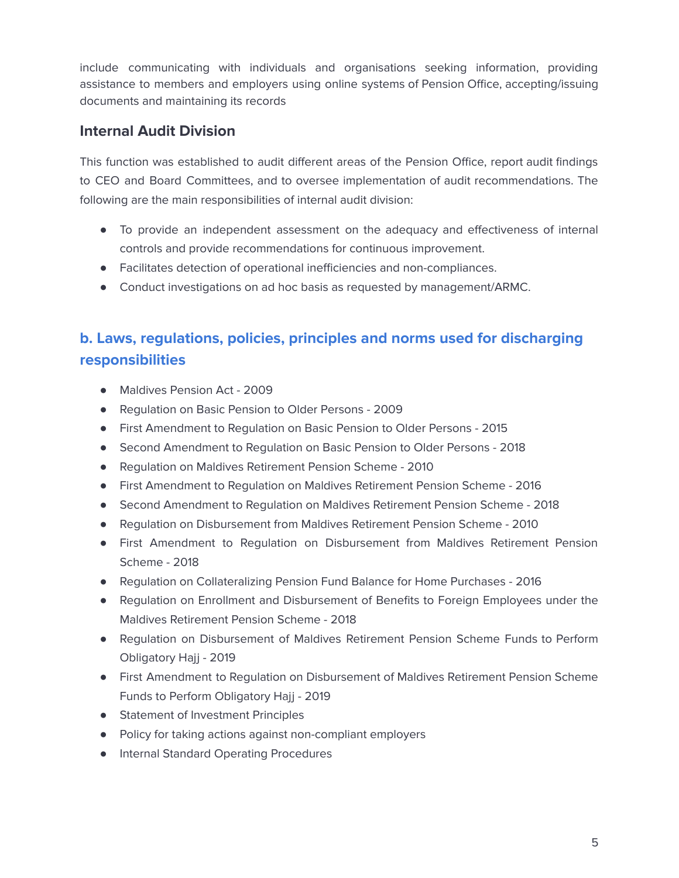include communicating with individuals and organisations seeking information, providing assistance to members and employers using online systems of Pension Office, accepting/issuing documents and maintaining its records

### Internal Audit Division

This function was established to audit different areas of the Pension Office, report audit findings to CEO and Board Committees, and to oversee implementation of audit recommendations. The following are the main responsibilities of internal audit division:

- To provide an independent assessment on the adequacy and effectiveness of internal controls and provide recommendations for continuous improvement.
- Facilitates detection of operational inefficiencies and non-compliances.
- Conduct investigations on ad hoc basis as requested by management/ARMC.

## b. Laws, regulations, policies, principles and norms used for discharging responsibilities

- Maldives Pension Act - 2009
- Regulation on Basic Pension to Older Persons - 2009
- First Amendment to Regulation on Basic Pension to Older Persons - 2015
- Second Amendment to Regulation on Basic Pension to Older Persons - 2018
- Regulation on Maldives Retirement Pension Scheme - 2010
- First Amendment to Regulation on Maldives Retirement Pension Scheme - 2016
- Second Amendment to Regulation on Maldives Retirement Pension Scheme - 2018
- Regulation on Disbursement from Maldives Retirement Pension Scheme - 2010
- First Amendment to Regulation on Disbursement from Maldives Retirement Pension Scheme - 2018
- Regulation on Collateralizing Pension Fund Balance for Home Purchases - 2016
- Regulation on Enrollment and Disbursement of Benefits to Foreign Employees under the Maldives Retirement Pension Scheme - 2018
- Regulation on Disbursement of Maldives Retirement Pension Scheme Funds to Perform Obligatory Hajj - 2019
- First Amendment to Regulation on Disbursement of Maldives Retirement Pension Scheme Funds to Perform Obligatory Hajj - 2019
- Statement of Investment Principles
- Policy for taking actions against non-compliant employers
- Internal Standard Operating Procedures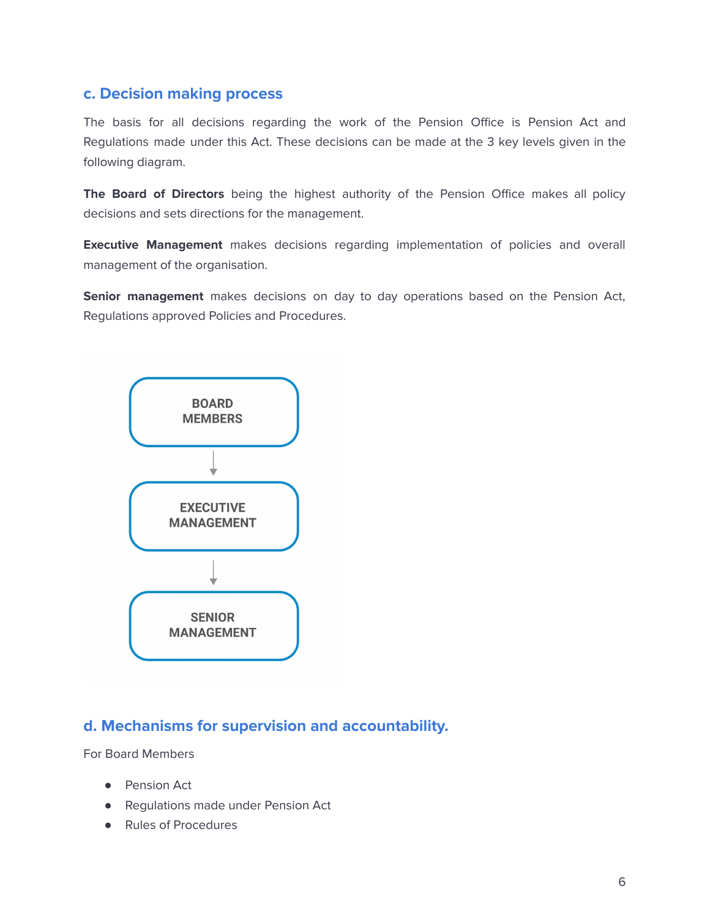## c. Decision making process

The basis for all decisions regarding the work of the Pension Office is Pension Act and Regulations made under this Act. These decisions can be made at the 3 key levels given in the following diagram.

**The Board of Directors** being the highest authority of the Pension Office makes all policy decisions and sets directions for the management.

**Executive Management** makes decisions regarding implementation of policies and overall management of the organisation.

**Senior management** makes decisions on day to day operations based on the Pension Act, Regulations approved Policies and Procedures.

BOARD MEMBERS

↓

EXECUTIVE MANAGEMENT

↓

SENIOR MANAGEMENT

## d. Mechanisms for supervision and accountability.

For Board Members

- Pension Act
- Regulations made under Pension Act
- Rules of Procedures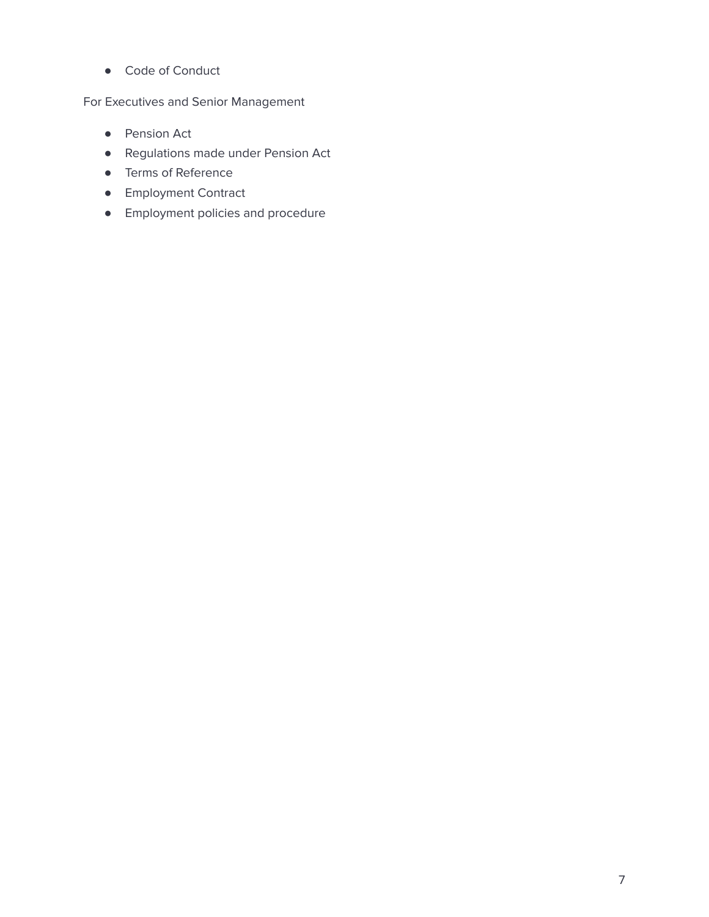- Code of Conduct

For Executives and Senior Management

- Pension Act
- Regulations made under Pension Act
- Terms of Reference
- Employment Contract
- Employment policies and procedure